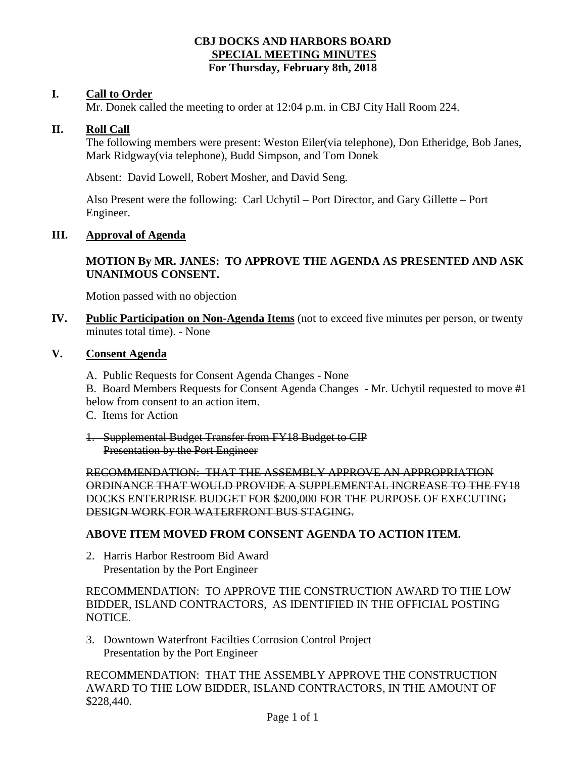**CBJ DOCKS AND HARBORS BOARD**
**SPECIAL MEETING MINUTES**
**For Thursday, February 8th, 2018**

## I. Call to Order

Mr. Donek called the meeting to order at 12:04 p.m. in CBJ City Hall Room 224.

## II. Roll Call

The following members were present: Weston Eiler(via telephone), Don Etheridge, Bob Janes, Mark Ridgway(via telephone), Budd Simpson, and Tom Donek

Absent: David Lowell, Robert Mosher, and David Seng.

Also Present were the following: Carl Uchytil – Port Director, and Gary Gillette – Port Engineer.

## III. Approval of Agenda

**MOTION By MR. JANES: TO APPROVE THE AGENDA AS PRESENTED AND ASK UNANIMOUS CONSENT.**

Motion passed with no objection

## IV. Public Participation on Non-Agenda Items

(not to exceed five minutes per person, or twenty minutes total time). - None

## V. Consent Agenda

A. Public Requests for Consent Agenda Changes - None

B. Board Members Requests for Consent Agenda Changes - Mr. Uchytil requested to move #1 below from consent to an action item.

C. Items for Action

1. ~~Supplemental Budget Transfer from FY18 Budget to CIP~~
   ~~Presentation by the Port Engineer~~

~~RECOMMENDATION: THAT THE ASSEMBLY APPROVE AN APPROPRIATION ORDINANCE THAT WOULD PROVIDE A SUPPLEMENTAL INCREASE TO THE FY18 DOCKS ENTERPRISE BUDGET FOR $200,000 FOR THE PURPOSE OF EXECUTING DESIGN WORK FOR WATERFRONT BUS STAGING.~~

**ABOVE ITEM MOVED FROM CONSENT AGENDA TO ACTION ITEM.**

2. Harris Harbor Restroom Bid Award
   Presentation by the Port Engineer

RECOMMENDATION: TO APPROVE THE CONSTRUCTION AWARD TO THE LOW BIDDER, ISLAND CONTRACTORS, AS IDENTIFIED IN THE OFFICIAL POSTING NOTICE.

3. Downtown Waterfront Facilties Corrosion Control Project
   Presentation by the Port Engineer

RECOMMENDATION: THAT THE ASSEMBLY APPROVE THE CONSTRUCTION AWARD TO THE LOW BIDDER, ISLAND CONTRACTORS, IN THE AMOUNT OF $228,440.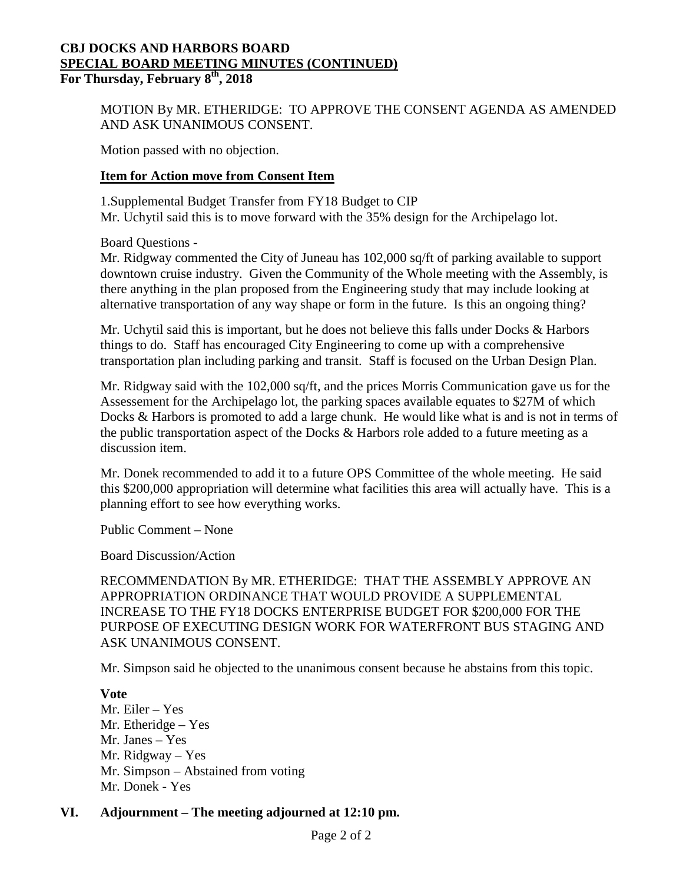**CBJ DOCKS AND HARBORS BOARD**
**SPECIAL BOARD MEETING MINUTES (CONTINUED)**
**For Thursday, February 8th, 2018**

MOTION By MR. ETHERIDGE: TO APPROVE THE CONSENT AGENDA AS AMENDED AND ASK UNANIMOUS CONSENT.

Motion passed with no objection.

**Item for Action move from Consent Item**

1.Supplemental Budget Transfer from FY18 Budget to CIP
Mr. Uchytil said this is to move forward with the 35% design for the Archipelago lot.

Board Questions -
Mr. Ridgway commented the City of Juneau has 102,000 sq/ft of parking available to support downtown cruise industry. Given the Community of the Whole meeting with the Assembly, is there anything in the plan proposed from the Engineering study that may include looking at alternative transportation of any way shape or form in the future. Is this an ongoing thing?

Mr. Uchytil said this is important, but he does not believe this falls under Docks & Harbors things to do. Staff has encouraged City Engineering to come up with a comprehensive transportation plan including parking and transit. Staff is focused on the Urban Design Plan.

Mr. Ridgway said with the 102,000 sq/ft, and the prices Morris Communication gave us for the Assessement for the Archipelago lot, the parking spaces available equates to $27M of which Docks & Harbors is promoted to add a large chunk. He would like what is and is not in terms of the public transportation aspect of the Docks & Harbors role added to a future meeting as a discussion item.

Mr. Donek recommended to add it to a future OPS Committee of the whole meeting. He said this $200,000 appropriation will determine what facilities this area will actually have. This is a planning effort to see how everything works.

Public Comment – None

Board Discussion/Action

RECOMMENDATION By MR. ETHERIDGE: THAT THE ASSEMBLY APPROVE AN APPROPRIATION ORDINANCE THAT WOULD PROVIDE A SUPPLEMENTAL INCREASE TO THE FY18 DOCKS ENTERPRISE BUDGET FOR $200,000 FOR THE PURPOSE OF EXECUTING DESIGN WORK FOR WATERFRONT BUS STAGING AND ASK UNANIMOUS CONSENT.

Mr. Simpson said he objected to the unanimous consent because he abstains from this topic.

**Vote**
Mr. Eiler – Yes
Mr. Etheridge – Yes
Mr. Janes – Yes
Mr. Ridgway – Yes
Mr. Simpson – Abstained from voting
Mr. Donek - Yes

## VI. Adjournment – The meeting adjourned at 12:10 pm.